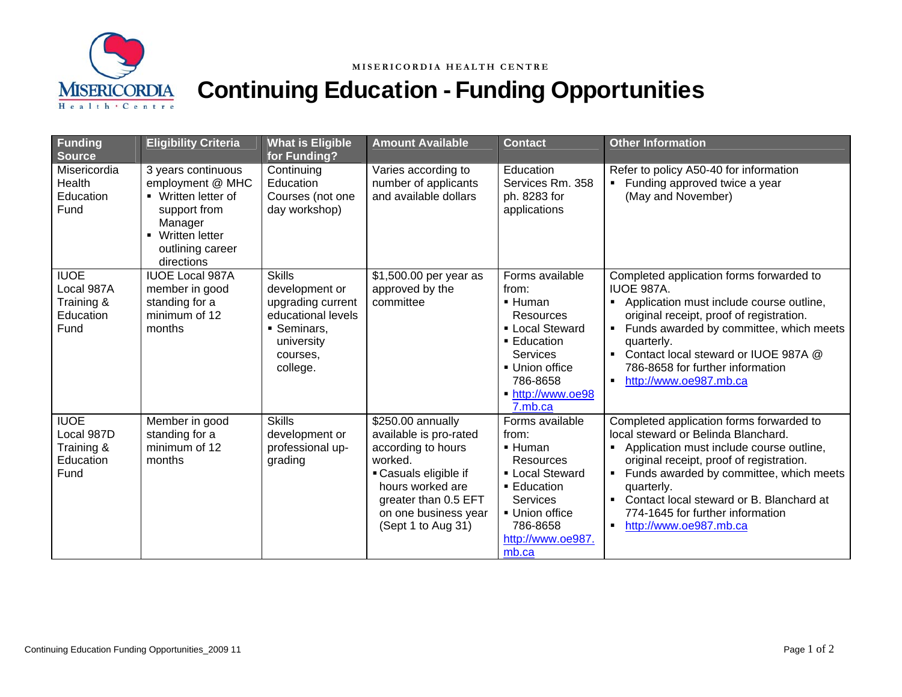MISERICORDIA HEALTH CENTRE

# Continuing Education - Funding Opportunities

| Funding Source | Eligibility Criteria | What is Eligible for Funding? | Amount Available | Contact | Other Information |
|---|---|---|---|---|---|
| Misericordia Health Education Fund | 3 years continuous employment @ MHC<br>▪ Written letter of support from Manager<br>▪ Written letter outlining career directions | Continuing Education Courses (not one day workshop) | Varies according to number of applicants and available dollars | Education Services Rm. 358 ph. 8283 for applications | Refer to policy A50-40 for information<br>▪ Funding approved twice a year (May and November) |
| IUOE Local 987A Training & Education Fund | IUOE Local 987A member in good standing for a minimum of 12 months | Skills development or upgrading current educational levels<br>▪ Seminars, university courses, college. | $1,500.00 per year as approved by the committee | Forms available from:<br>▪ Human Resources<br>▪ Local Steward<br>▪ Education Services<br>▪ Union office 786-8658<br>▪ http://www.oe987.mb.ca | Completed application forms forwarded to IUOE 987A.<br>▪ Application must include course outline, original receipt, proof of registration.<br>▪ Funds awarded by committee, which meets quarterly.<br>▪ Contact local steward or IUOE 987A @ 786-8658 for further information<br>▪ http://www.oe987.mb.ca |
| IUOE Local 987D Training & Education Fund | Member in good standing for a minimum of 12 months | Skills development or professional up-grading | $250.00 annually available is pro-rated according to hours worked.<br>▪ Casuals eligible if hours worked are greater than 0.5 EFT on one business year (Sept 1 to Aug 31) | Forms available from:<br>▪ Human Resources<br>▪ Local Steward<br>▪ Education Services<br>▪ Union office 786-8658<br>http://www.oe987.mb.ca | Completed application forms forwarded to local steward or Belinda Blanchard.<br>▪ Application must include course outline, original receipt, proof of registration.<br>▪ Funds awarded by committee, which meets quarterly.<br>▪ Contact local steward or B. Blanchard at 774-1645 for further information<br>▪ http://www.oe987.mb.ca |

Continuing Education Funding Opportunities_2009 11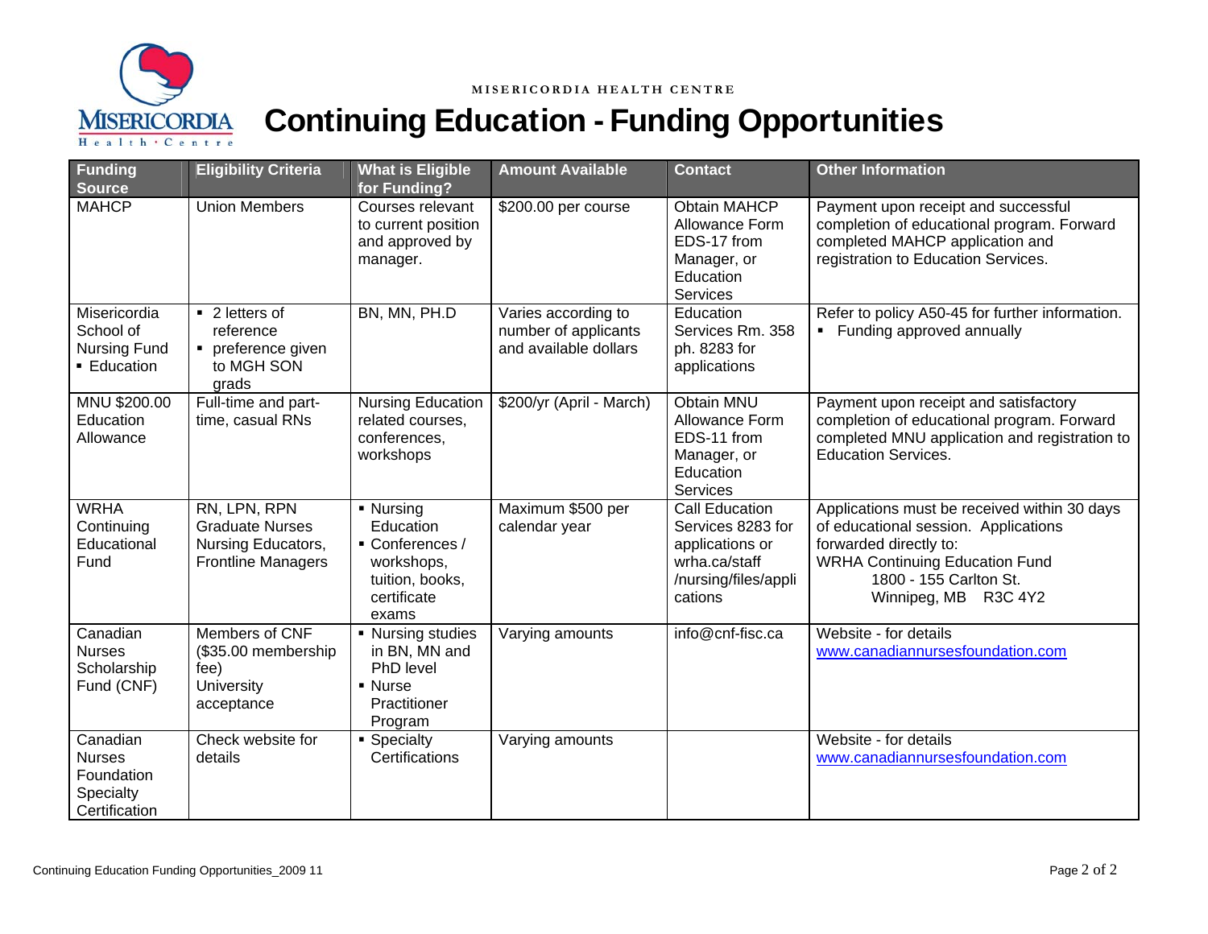MISERICORDIA HEALTH CENTRE

# Continuing Education - Funding Opportunities

| Funding Source | Eligibility Criteria | What is Eligible for Funding? | Amount Available | Contact | Other Information |
|---|---|---|---|---|---|
| MAHCP | Union Members | Courses relevant to current position and approved by manager. | $200.00 per course | Obtain MAHCP Allowance Form EDS-17 from Manager, or Education Services | Payment upon receipt and successful completion of educational program. Forward completed MAHCP application and registration to Education Services. |
| Misericordia School of Nursing Fund ▪ Education | ▪ 2 letters of reference ▪ preference given to MGH SON grads | BN, MN, PH.D | Varies according to number of applicants and available dollars | Education Services Rm. 358 ph. 8283 for applications | Refer to policy A50-45 for further information. ▪ Funding approved annually |
| MNU $200.00 Education Allowance | Full-time and part-time, casual RNs | Nursing Education related courses, conferences, workshops | $200/yr (April - March) | Obtain MNU Allowance Form EDS-11 from Manager, or Education Services | Payment upon receipt and satisfactory completion of educational program. Forward completed MNU application and registration to Education Services. |
| WRHA Continuing Educational Fund | RN, LPN, RPN Graduate Nurses Nursing Educators, Frontline Managers | ▪ Nursing Education ▪ Conferences / workshops, tuition, books, certificate exams | Maximum $500 per calendar year | Call Education Services 8283 for applications or wrha.ca/staff /nursing/files/applications | Applications must be received within 30 days of educational session. Applications forwarded directly to: WRHA Continuing Education Fund 1800 - 155 Carlton St. Winnipeg, MB R3C 4Y2 |
| Canadian Nurses Scholarship Fund (CNF) | Members of CNF ($35.00 membership fee) University acceptance | ▪ Nursing studies in BN, MN and PhD level ▪ Nurse Practitioner Program | Varying amounts | info@cnf-fisc.ca | Website - for details www.canadiannursesfoundation.com |
| Canadian Nurses Foundation Specialty Certification | Check website for details | ▪ Specialty Certifications | Varying amounts | | Website - for details www.canadiannursesfoundation.com |

Continuing Education Funding Opportunities_2009 11